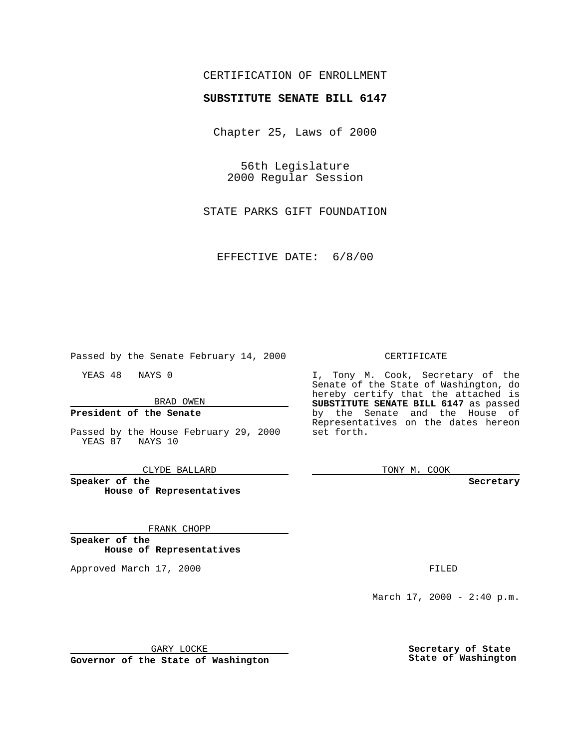CERTIFICATION OF ENROLLMENT

**SUBSTITUTE SENATE BILL 6147**

Chapter 25, Laws of 2000

56th Legislature
2000 Regular Session

STATE PARKS GIFT FOUNDATION

EFFECTIVE DATE: 6/8/00

Passed by the Senate February 14, 2000

YEAS 48 NAYS 0

BRAD OWEN

**President of the Senate**

Passed by the House February 29, 2000
YEAS 87 NAYS 10

CLYDE BALLARD

**Speaker of the House of Representatives**

FRANK CHOPP

**Speaker of the House of Representatives**

Approved March 17, 2000

GARY LOCKE

**Governor of the State of Washington**

CERTIFICATE

I, Tony M. Cook, Secretary of the Senate of the State of Washington, do hereby certify that the attached is **SUBSTITUTE SENATE BILL 6147** as passed by the Senate and the House of Representatives on the dates hereon set forth.

TONY M. COOK

**Secretary**

FILED

March 17, 2000 - 2:40 p.m.

**Secretary of State State of Washington**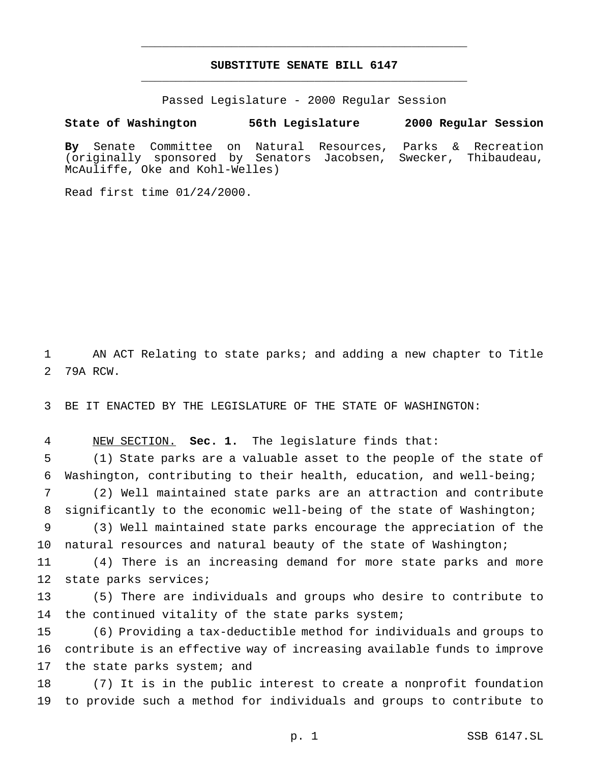**SUBSTITUTE SENATE BILL 6147**

Passed Legislature - 2000 Regular Session

**State of Washington 56th Legislature 2000 Regular Session**

**By** Senate Committee on Natural Resources, Parks & Recreation (originally sponsored by Senators Jacobsen, Swecker, Thibaudeau, McAuliffe, Oke and Kohl-Welles)

Read first time 01/24/2000.

AN ACT Relating to state parks; and adding a new chapter to Title 79A RCW.

BE IT ENACTED BY THE LEGISLATURE OF THE STATE OF WASHINGTON:

NEW SECTION. **Sec. 1.** The legislature finds that:

(1) State parks are a valuable asset to the people of the state of Washington, contributing to their health, education, and well-being;

(2) Well maintained state parks are an attraction and contribute significantly to the economic well-being of the state of Washington;

(3) Well maintained state parks encourage the appreciation of the natural resources and natural beauty of the state of Washington;

(4) There is an increasing demand for more state parks and more state parks services;

(5) There are individuals and groups who desire to contribute to the continued vitality of the state parks system;

(6) Providing a tax-deductible method for individuals and groups to contribute is an effective way of increasing available funds to improve the state parks system; and

(7) It is in the public interest to create a nonprofit foundation to provide such a method for individuals and groups to contribute to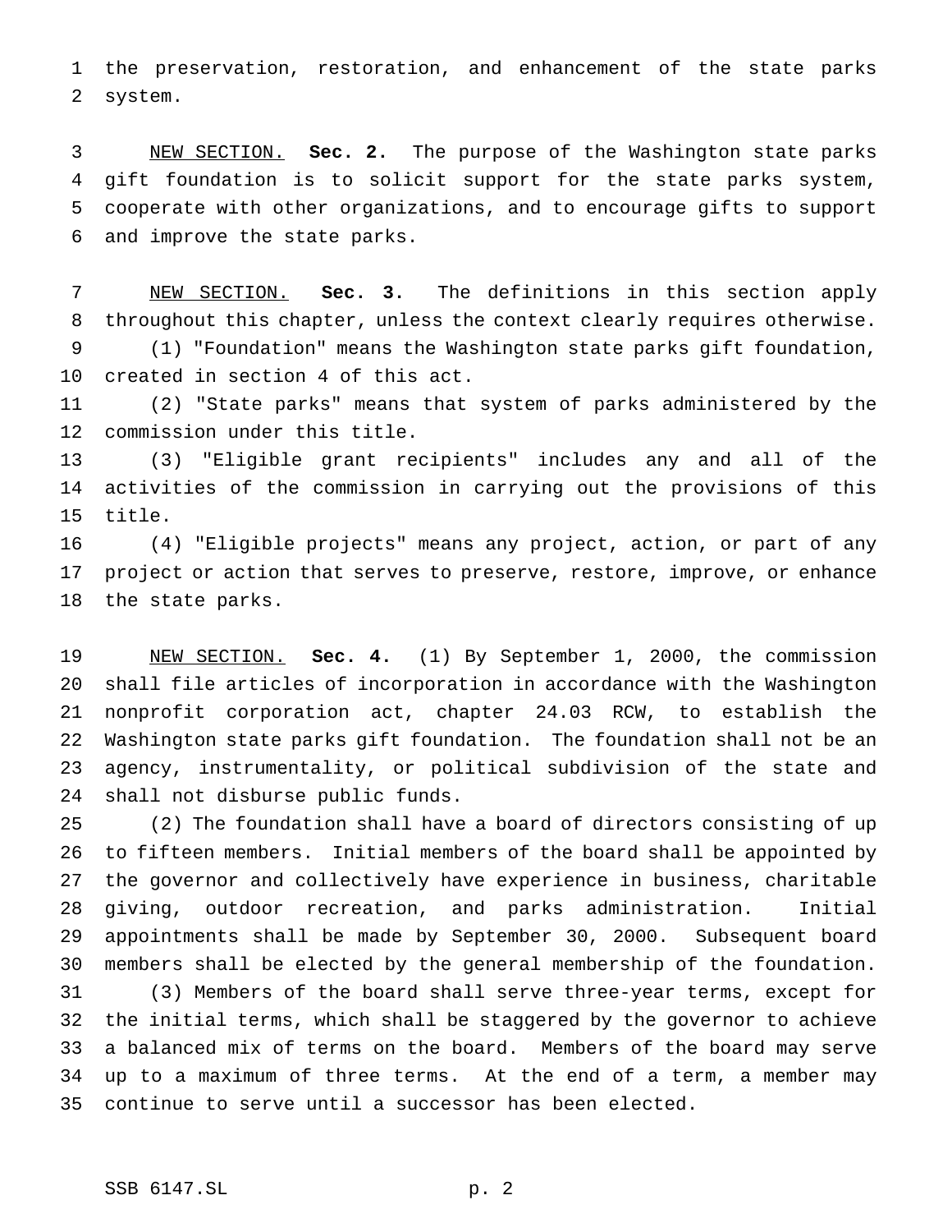the preservation, restoration, and enhancement of the state parks system.

NEW SECTION. **Sec. 2.** The purpose of the Washington state parks gift foundation is to solicit support for the state parks system, cooperate with other organizations, and to encourage gifts to support and improve the state parks.

NEW SECTION. **Sec. 3.** The definitions in this section apply throughout this chapter, unless the context clearly requires otherwise.

(1) "Foundation" means the Washington state parks gift foundation, created in section 4 of this act.

(2) "State parks" means that system of parks administered by the commission under this title.

(3) "Eligible grant recipients" includes any and all of the activities of the commission in carrying out the provisions of this title.

(4) "Eligible projects" means any project, action, or part of any project or action that serves to preserve, restore, improve, or enhance the state parks.

NEW SECTION. **Sec. 4.** (1) By September 1, 2000, the commission shall file articles of incorporation in accordance with the Washington nonprofit corporation act, chapter 24.03 RCW, to establish the Washington state parks gift foundation. The foundation shall not be an agency, instrumentality, or political subdivision of the state and shall not disburse public funds.

(2) The foundation shall have a board of directors consisting of up to fifteen members. Initial members of the board shall be appointed by the governor and collectively have experience in business, charitable giving, outdoor recreation, and parks administration. Initial appointments shall be made by September 30, 2000. Subsequent board members shall be elected by the general membership of the foundation.

(3) Members of the board shall serve three-year terms, except for the initial terms, which shall be staggered by the governor to achieve a balanced mix of terms on the board. Members of the board may serve up to a maximum of three terms. At the end of a term, a member may continue to serve until a successor has been elected.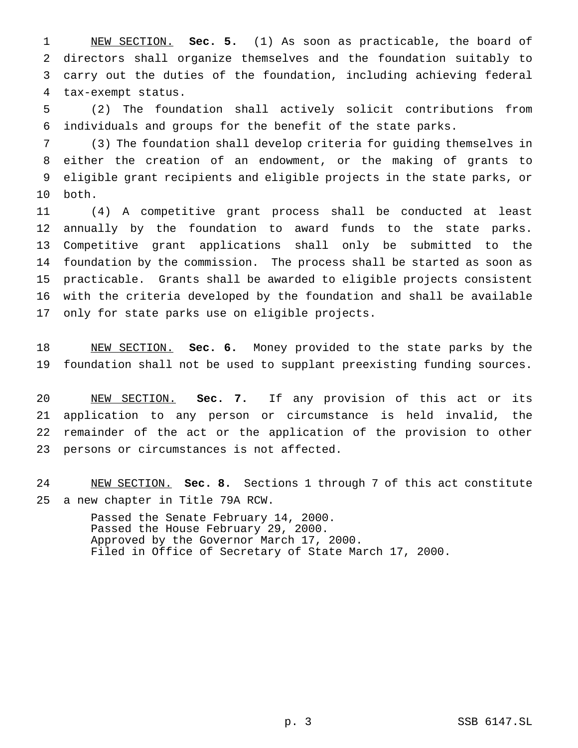NEW SECTION. **Sec. 5.** (1) As soon as practicable, the board of directors shall organize themselves and the foundation suitably to carry out the duties of the foundation, including achieving federal tax-exempt status.

(2) The foundation shall actively solicit contributions from individuals and groups for the benefit of the state parks.

(3) The foundation shall develop criteria for guiding themselves in either the creation of an endowment, or the making of grants to eligible grant recipients and eligible projects in the state parks, or both.

(4) A competitive grant process shall be conducted at least annually by the foundation to award funds to the state parks. Competitive grant applications shall only be submitted to the foundation by the commission. The process shall be started as soon as practicable. Grants shall be awarded to eligible projects consistent with the criteria developed by the foundation and shall be available only for state parks use on eligible projects.

NEW SECTION. **Sec. 6.** Money provided to the state parks by the foundation shall not be used to supplant preexisting funding sources.

NEW SECTION. **Sec. 7.** If any provision of this act or its application to any person or circumstance is held invalid, the remainder of the act or the application of the provision to other persons or circumstances is not affected.

NEW SECTION. **Sec. 8.** Sections 1 through 7 of this act constitute a new chapter in Title 79A RCW.

Passed the Senate February 14, 2000.
Passed the House February 29, 2000.
Approved by the Governor March 17, 2000.
Filed in Office of Secretary of State March 17, 2000.